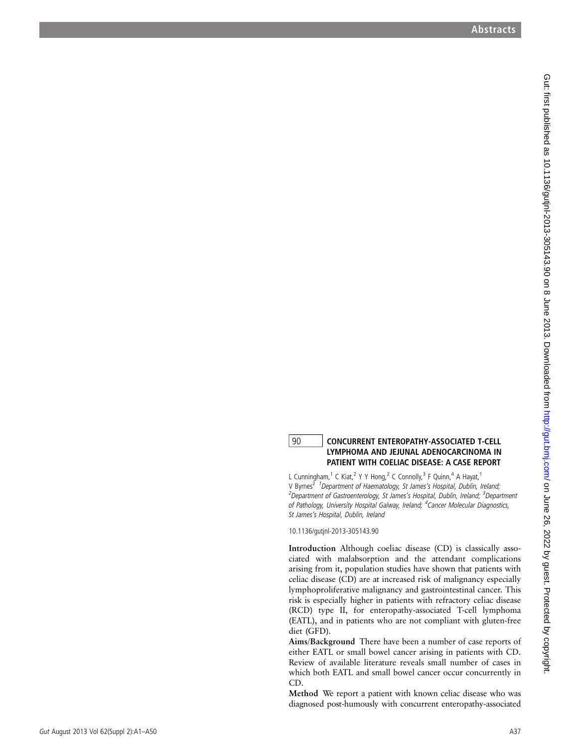90 **CONCURRENT ENTEROPATHY-ASSOCIATED T-CELL LYMPHOMA AND JEJUNAL ADENOCARCINOMA IN PATIENT WITH COELIAC DISEASE: A CASE REPORT**

L Cunningham,[1] C Kiat,[2] Y Y Hong,[2] C Connolly,[3] F Quinn,[4] A Hayat,[1] V Byrnes[2] *[1]Department of Haematology, St James's Hospital, Dublin, Ireland; [2]Department of Gastroenterology, St James's Hospital, Dublin, Ireland; [3]Department of Pathology, University Hospital Galway, Ireland; [4]Cancer Molecular Diagnostics, St James's Hospital, Dublin, Ireland*

10.1136/gutjnl-2013-305143.90

**Introduction** Although coeliac disease (CD) is classically associated with malabsorption and the attendant complications arising from it, population studies have shown that patients with celiac disease (CD) are at increased risk of malignancy especially lymphoproliferative malignancy and gastrointestinal cancer. This risk is especially higher in patients with refractory celiac disease (RCD) type II, for enteropathy-associated T-cell lymphoma (EATL), and in patients who are not compliant with gluten-free diet (GFD).

**Aims/Background** There have been a number of case reports of either EATL or small bowel cancer arising in patients with CD. Review of available literature reveals small number of cases in which both EATL and small bowel cancer occur concurrently in CD.

**Method** We report a patient with known celiac disease who was diagnosed post-humously with concurrent enteropathy-associated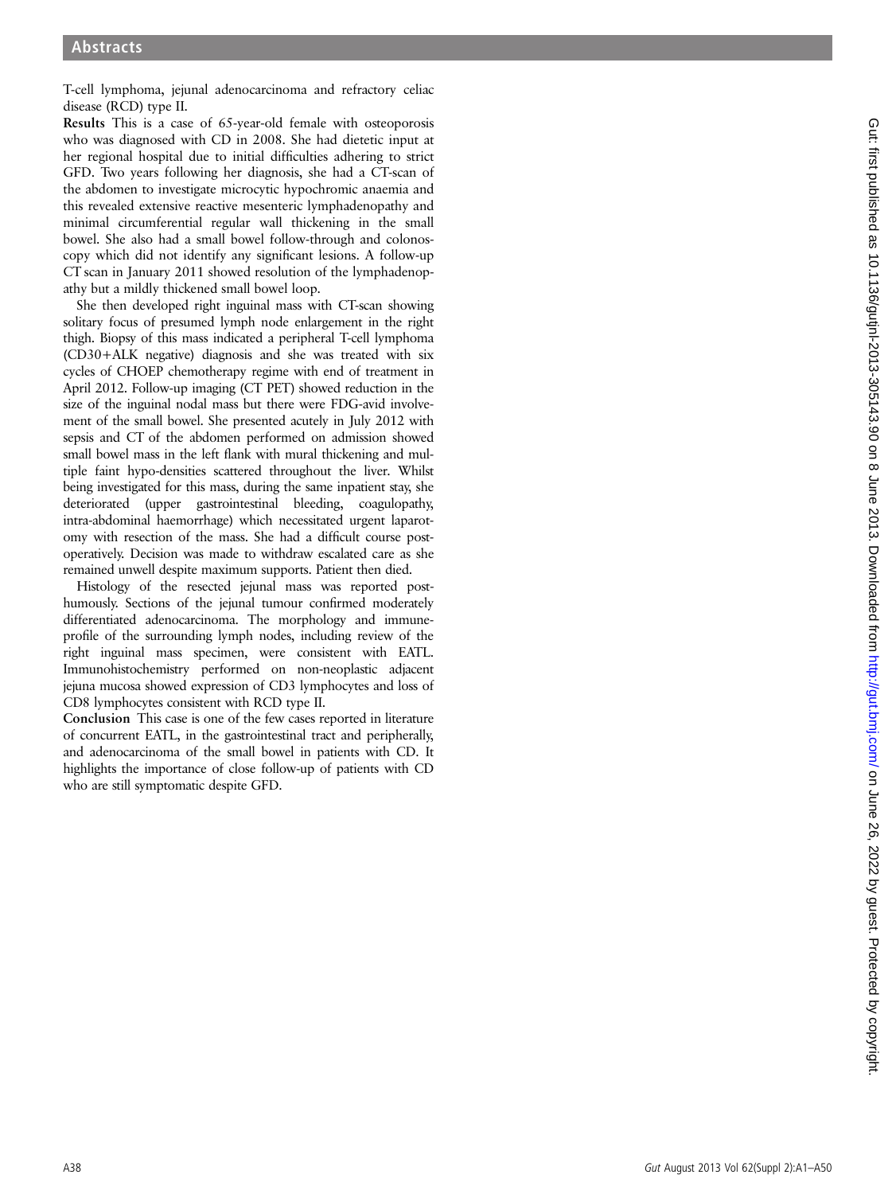T-cell lymphoma, jejunal adenocarcinoma and refractory celiac disease (RCD) type II.

**Results** This is a case of 65-year-old female with osteoporosis who was diagnosed with CD in 2008. She had dietetic input at her regional hospital due to initial difficulties adhering to strict GFD. Two years following her diagnosis, she had a CT-scan of the abdomen to investigate microcytic hypochromic anaemia and this revealed extensive reactive mesenteric lymphadenopathy and minimal circumferential regular wall thickening in the small bowel. She also had a small bowel follow-through and colonoscopy which did not identify any significant lesions. A follow-up CT scan in January 2011 showed resolution of the lymphadenopathy but a mildly thickened small bowel loop.

She then developed right inguinal mass with CT-scan showing solitary focus of presumed lymph node enlargement in the right thigh. Biopsy of this mass indicated a peripheral T-cell lymphoma (CD30+ALK negative) diagnosis and she was treated with six cycles of CHOEP chemotherapy regime with end of treatment in April 2012. Follow-up imaging (CT PET) showed reduction in the size of the inguinal nodal mass but there were FDG-avid involvement of the small bowel. She presented acutely in July 2012 with sepsis and CT of the abdomen performed on admission showed small bowel mass in the left flank with mural thickening and multiple faint hypo-densities scattered throughout the liver. Whilst being investigated for this mass, during the same inpatient stay, she deteriorated (upper gastrointestinal bleeding, coagulopathy, intra-abdominal haemorrhage) which necessitated urgent laparotomy with resection of the mass. She had a difficult course post-operatively. Decision was made to withdraw escalated care as she remained unwell despite maximum supports. Patient then died.

Histology of the resected jejunal mass was reported posthumously. Sections of the jejunal tumour confirmed moderately differentiated adenocarcinoma. The morphology and immuneprofile of the surrounding lymph nodes, including review of the right inguinal mass specimen, were consistent with EATL. Immunohistochemistry performed on non-neoplastic adjacent jejuna mucosa showed expression of CD3 lymphocytes and loss of CD8 lymphocytes consistent with RCD type II.

**Conclusion** This case is one of the few cases reported in literature of concurrent EATL, in the gastrointestinal tract and peripherally, and adenocarcinoma of the small bowel in patients with CD. It highlights the importance of close follow-up of patients with CD who are still symptomatic despite GFD.